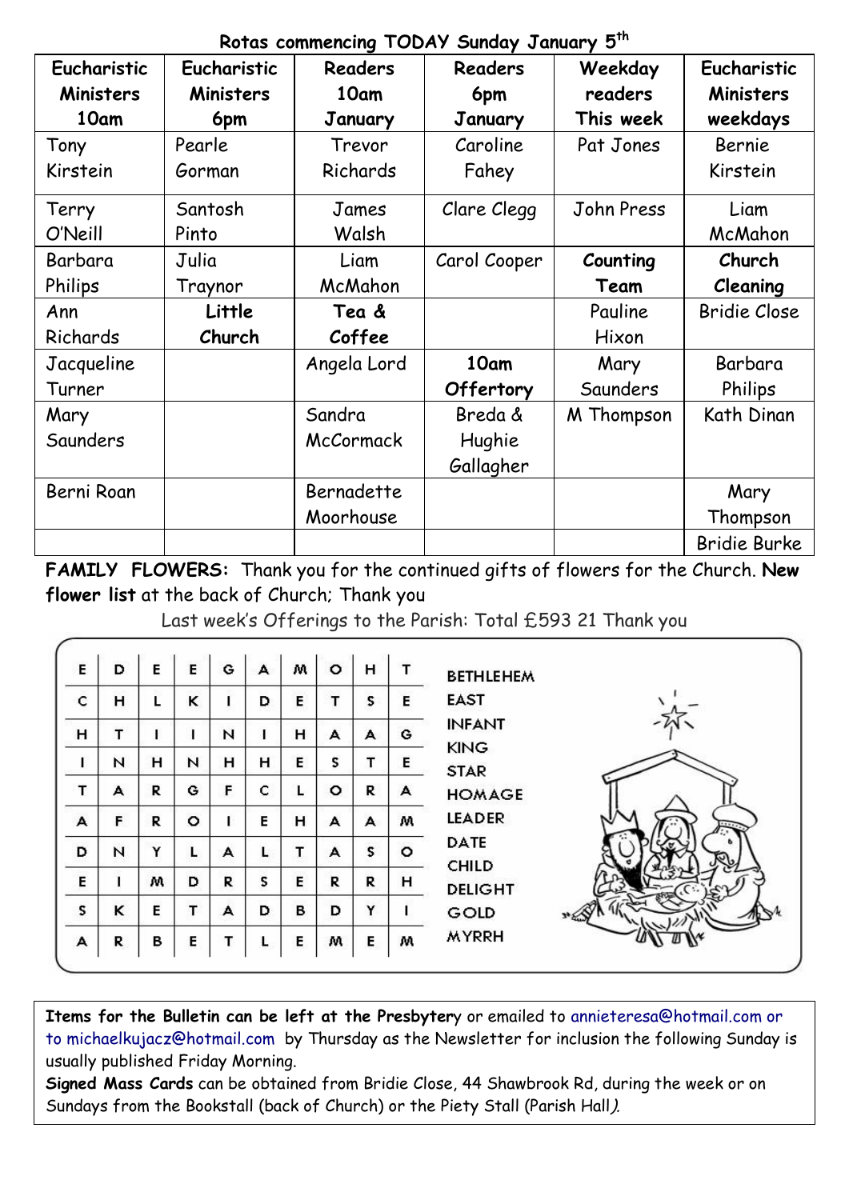**Rotas commencing TODAY Sunday January 5th**

| Eucharistic Ministers 10am | Eucharistic Ministers 6pm | Readers 10am January | Readers 6pm January | Weekday readers This week | Eucharistic Ministers weekdays |
|---|---|---|---|---|---|
| Tony Kirstein | Pearle Gorman | Trevor Richards | Caroline Fahey | Pat Jones | Bernie Kirstein |
| Terry O'Neill | Santosh Pinto | James Walsh | Clare Clegg | John Press | Liam McMahon |
| Barbara Philips | Julia Traynor | Liam McMahon | Carol Cooper | **Counting Team** | **Church Cleaning** |
| Ann Richards | **Little Church** | **Tea & Coffee** | | Pauline Hixon | Bridie Close |
| Jacqueline Turner | | Angela Lord | **10am Offertory** | Mary Saunders | Barbara Philips |
| Mary Saunders | | Sandra McCormack | Breda & Hughie Gallagher | M Thompson | Kath Dinan |
| Berni Roan | | Bernadette Moorhouse | | | Mary Thompson |
| | | | | | Bridie Burke |

**FAMILY FLOWERS:** Thank you for the continued gifts of flowers for the Church. **New flower list** at the back of Church; Thank you

Last week's Offerings to the Parish: Total £593 21 Thank you

| | | | | | | | | | |
|---|---|---|---|---|---|---|---|---|---|
| E | D | E | E | G | A | M | O | H | T |
| C | H | L | K | I | D | E | T | S | E |
| H | T | I | I | N | I | H | A | A | G |
| I | N | H | N | H | H | E | S | T | E |
| T | A | R | G | F | C | L | O | R | A |
| A | F | R | O | I | E | H | A | A | M |
| D | N | Y | L | A | L | T | A | S | O |
| E | I | M | D | R | S | E | R | R | H |
| S | K | E | T | A | D | B | D | Y | I |
| A | R | B | E | T | L | E | M | E | M |

BETHLEHEM
EAST
INFANT
KING
STAR
HOMAGE
LEADER
DATE
CHILD
DELIGHT
GOLD
MYRRH

**Items for the Bulletin can be left at the Presbytery** or emailed to annieteresa@hotmail.com or to michaelkujacz@hotmail.com by Thursday as the Newsletter for inclusion the following Sunday is usually published Friday Morning.

**Signed Mass Cards** can be obtained from Bridie Close, 44 Shawbrook Rd, during the week or on Sundays from the Bookstall (back of Church) or the Piety Stall (Parish Hall).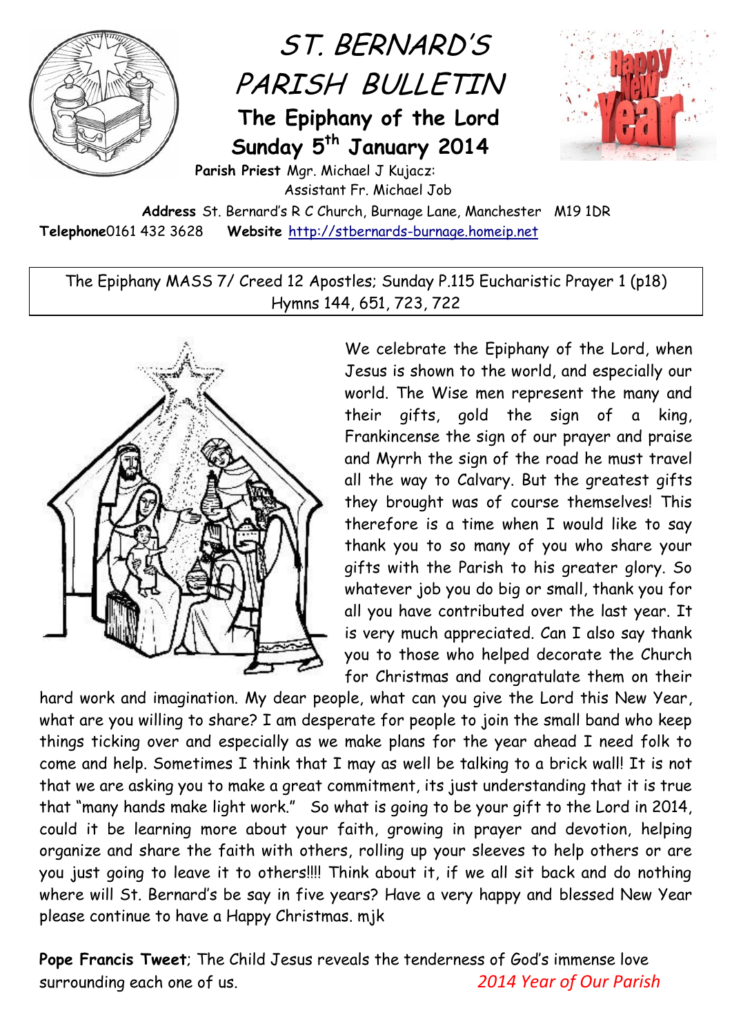# ST. BERNARD'S PARISH BULLETIN

## The Epiphany of the Lord

## Sunday 5th January 2014

**Parish Priest** Mgr. Michael J Kujacz:
Assistant Fr. Michael Job

**Address** St. Bernard's R C Church, Burnage Lane, Manchester M19 1DR

**Telephone**0161 432 3628 **Website** http://stbernards-burnage.homeip.net

The Epiphany MASS 7/ Creed 12 Apostles; Sunday P.115 Eucharistic Prayer 1 (p18)
Hymns 144, 651, 723, 722

We celebrate the Epiphany of the Lord, when Jesus is shown to the world, and especially our world. The Wise men represent the many and their gifts, gold the sign of a king, Frankincense the sign of our prayer and praise and Myrrh the sign of the road he must travel all the way to Calvary. But the greatest gifts they brought was of course themselves! This therefore is a time when I would like to say thank you to so many of you who share your gifts with the Parish to his greater glory. So whatever job you do big or small, thank you for all you have contributed over the last year. It is very much appreciated. Can I also say thank you to those who helped decorate the Church for Christmas and congratulate them on their hard work and imagination. My dear people, what can you give the Lord this New Year, what are you willing to share? I am desperate for people to join the small band who keep things ticking over and especially as we make plans for the year ahead I need folk to come and help. Sometimes I think that I may as well be talking to a brick wall! It is not that we are asking you to make a great commitment, its just understanding that it is true that "many hands make light work." So what is going to be your gift to the Lord in 2014, could it be learning more about your faith, growing in prayer and devotion, helping organize and share the faith with others, rolling up your sleeves to help others or are you just going to leave it to others!!!! Think about it, if we all sit back and do nothing where will St. Bernard's be say in five years? Have a very happy and blessed New Year please continue to have a Happy Christmas. mjk

**Pope Francis Tweet**; The Child Jesus reveals the tenderness of God's immense love surrounding each one of us.

*2014 Year of Our Parish*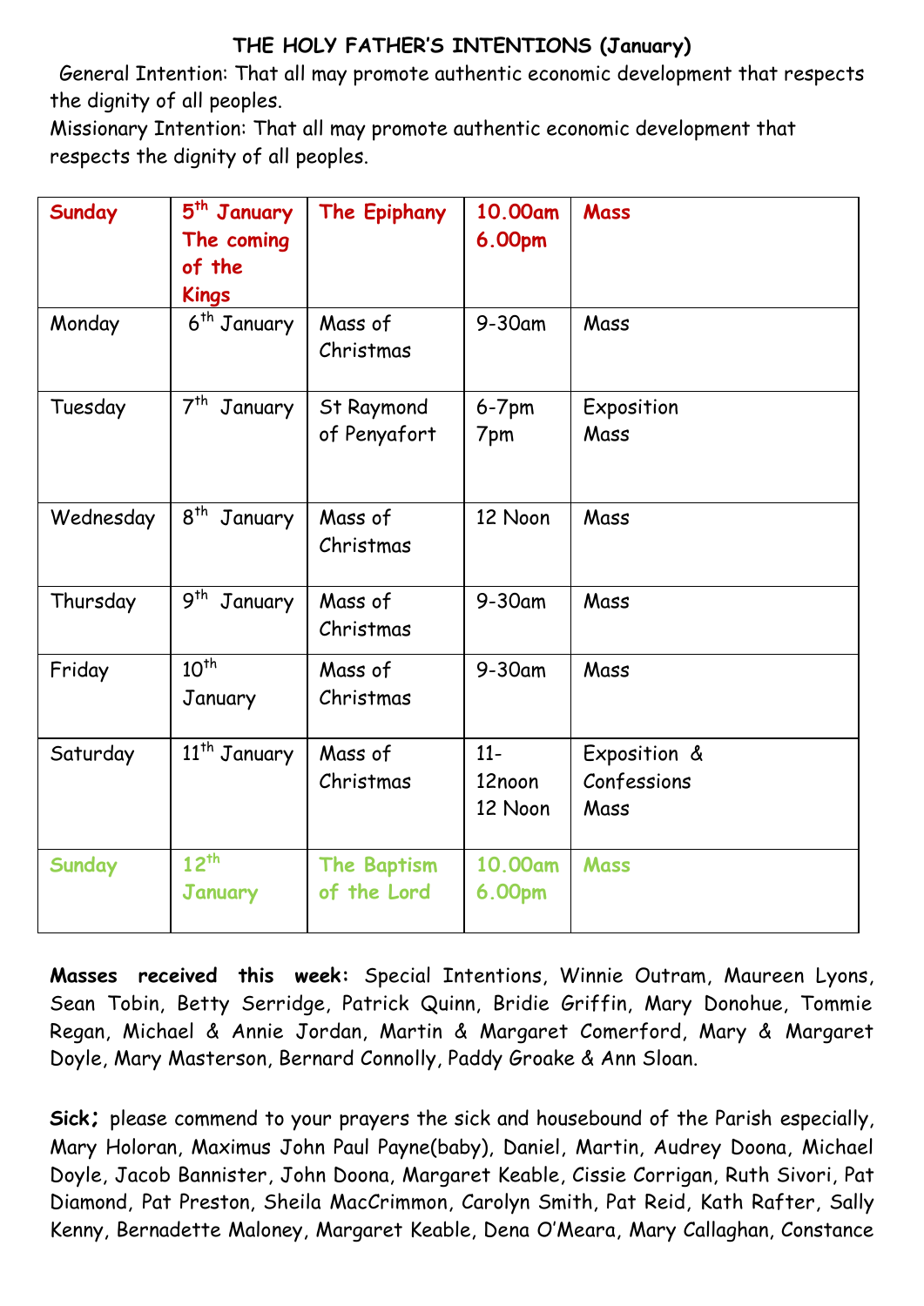## THE HOLY FATHER'S INTENTIONS (January)

General Intention: That all may promote authentic economic development that respects the dignity of all peoples.

Missionary Intention: That all may promote authentic economic development that respects the dignity of all peoples.

| | | | | |
|---|---|---|---|---|
| **Sunday** | **5th January The coming of the Kings** | **The Epiphany** | **10.00am 6.00pm** | **Mass** |
| Monday | 6th January | Mass of Christmas | 9-30am | Mass |
| Tuesday | 7th January | St Raymond of Penyafort | 6-7pm 7pm | Exposition Mass |
| Wednesday | 8th January | Mass of Christmas | 12 Noon | Mass |
| Thursday | 9th January | Mass of Christmas | 9-30am | Mass |
| Friday | 10th January | Mass of Christmas | 9-30am | Mass |
| Saturday | 11th January | Mass of Christmas | 11-12noon 12 Noon | Exposition & Confessions Mass |
| **Sunday** | **12th January** | **The Baptism of the Lord** | **10.00am 6.00pm** | **Mass** |

**Masses received this week:** Special Intentions, Winnie Outram, Maureen Lyons, Sean Tobin, Betty Serridge, Patrick Quinn, Bridie Griffin, Mary Donohue, Tommie Regan, Michael & Annie Jordan, Martin & Margaret Comerford, Mary & Margaret Doyle, Mary Masterson, Bernard Connolly, Paddy Groake & Ann Sloan.

**Sick;** please commend to your prayers the sick and housebound of the Parish especially, Mary Holoran, Maximus John Paul Payne(baby), Daniel, Martin, Audrey Doona, Michael Doyle, Jacob Bannister, John Doona, Margaret Keable, Cissie Corrigan, Ruth Sivori, Pat Diamond, Pat Preston, Sheila MacCrimmon, Carolyn Smith, Pat Reid, Kath Rafter, Sally Kenny, Bernadette Maloney, Margaret Keable, Dena O'Meara, Mary Callaghan, Constance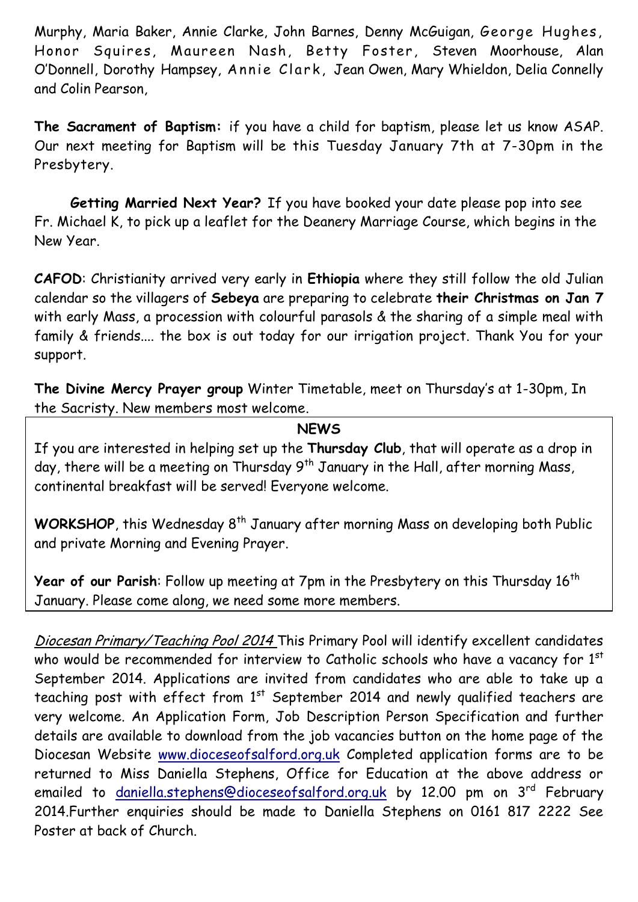Murphy, Maria Baker, Annie Clarke, John Barnes, Denny McGuigan, George Hughes, Honor Squires, Maureen Nash, Betty Foster, Steven Moorhouse, Alan O'Donnell, Dorothy Hampsey, Annie Clark, Jean Owen, Mary Whieldon, Delia Connelly and Colin Pearson,

**The Sacrament of Baptism:** if you have a child for baptism, please let us know ASAP. Our next meeting for Baptism will be this Tuesday January 7th at 7-30pm in the Presbytery.

**Getting Married Next Year?** If you have booked your date please pop into see Fr. Michael K, to pick up a leaflet for the Deanery Marriage Course, which begins in the New Year.

**CAFOD**: Christianity arrived very early in **Ethiopia** where they still follow the old Julian calendar so the villagers of **Sebeya** are preparing to celebrate **their Christmas on Jan 7** with early Mass, a procession with colourful parasols & the sharing of a simple meal with family & friends.... the box is out today for our irrigation project. Thank You for your support.

**The Divine Mercy Prayer group** Winter Timetable, meet on Thursday's at 1-30pm, In the Sacristy. New members most welcome.

**NEWS**

If you are interested in helping set up the **Thursday Club**, that will operate as a drop in day, there will be a meeting on Thursday 9th January in the Hall, after morning Mass, continental breakfast will be served! Everyone welcome.

**WORKSHOP**, this Wednesday 8th January after morning Mass on developing both Public and private Morning and Evening Prayer.

**Year of our Parish**: Follow up meeting at 7pm in the Presbytery on this Thursday 16th January. Please come along, we need some more members.

*Diocesan Primary/Teaching Pool 2014* This Primary Pool will identify excellent candidates who would be recommended for interview to Catholic schools who have a vacancy for 1st September 2014. Applications are invited from candidates who are able to take up a teaching post with effect from 1st September 2014 and newly qualified teachers are very welcome. An Application Form, Job Description Person Specification and further details are available to download from the job vacancies button on the home page of the Diocesan Website www.dioceseofsalford.org.uk Completed application forms are to be returned to Miss Daniella Stephens, Office for Education at the above address or emailed to daniella.stephens@dioceseofsalford.org.uk by 12.00 pm on 3rd February 2014.Further enquiries should be made to Daniella Stephens on 0161 817 2222 See Poster at back of Church.